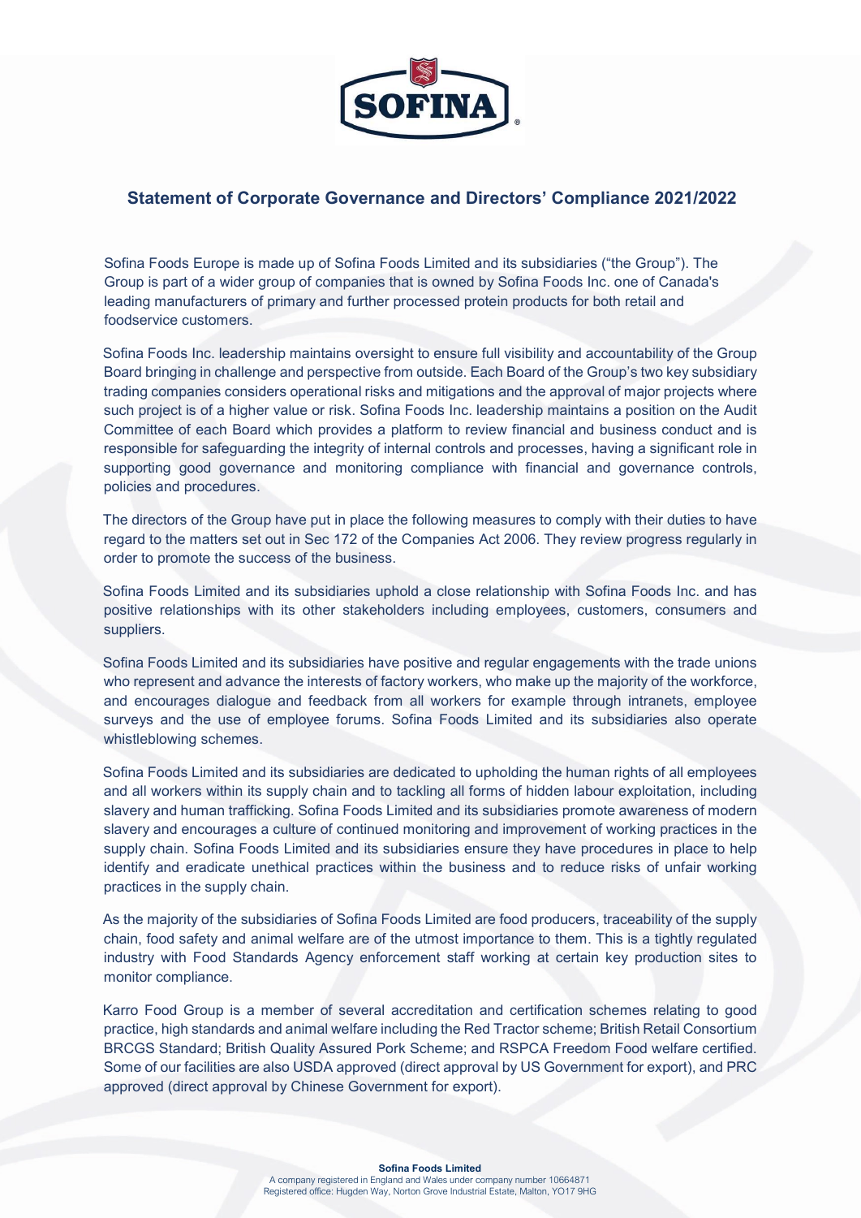## Statement of Corporate Governance and Directors' Compliance 2021/2022

Sofina Foods Europe is made up of Sofina Foods Limited and its subsidiaries ("the Group"). The Group is part of a wider group of companies that is owned by Sofina Foods Inc. one of Canada's leading manufacturers of primary and further processed protein products for both retail and foodservice customers.

Sofina Foods Inc. leadership maintains oversight to ensure full visibility and accountability of the Group Board bringing in challenge and perspective from outside. Each Board of the Group's two key subsidiary trading companies considers operational risks and mitigations and the approval of major projects where such project is of a higher value or risk. Sofina Foods Inc. leadership maintains a position on the Audit Committee of each Board which provides a platform to review financial and business conduct and is responsible for safeguarding the integrity of internal controls and processes, having a significant role in supporting good governance and monitoring compliance with financial and governance controls, policies and procedures.

The directors of the Group have put in place the following measures to comply with their duties to have regard to the matters set out in Sec 172 of the Companies Act 2006. They review progress regularly in order to promote the success of the business.

Sofina Foods Limited and its subsidiaries uphold a close relationship with Sofina Foods Inc. and has positive relationships with its other stakeholders including employees, customers, consumers and suppliers.

Sofina Foods Limited and its subsidiaries have positive and regular engagements with the trade unions who represent and advance the interests of factory workers, who make up the majority of the workforce, and encourages dialogue and feedback from all workers for example through intranets, employee surveys and the use of employee forums. Sofina Foods Limited and its subsidiaries also operate whistleblowing schemes.

Sofina Foods Limited and its subsidiaries are dedicated to upholding the human rights of all employees and all workers within its supply chain and to tackling all forms of hidden labour exploitation, including slavery and human trafficking. Sofina Foods Limited and its subsidiaries promote awareness of modern slavery and encourages a culture of continued monitoring and improvement of working practices in the supply chain. Sofina Foods Limited and its subsidiaries ensure they have procedures in place to help identify and eradicate unethical practices within the business and to reduce risks of unfair working practices in the supply chain.

As the majority of the subsidiaries of Sofina Foods Limited are food producers, traceability of the supply chain, food safety and animal welfare are of the utmost importance to them. This is a tightly regulated industry with Food Standards Agency enforcement staff working at certain key production sites to monitor compliance.

Karro Food Group is a member of several accreditation and certification schemes relating to good practice, high standards and animal welfare including the Red Tractor scheme; British Retail Consortium BRCGS Standard; British Quality Assured Pork Scheme; and RSPCA Freedom Food welfare certified. Some of our facilities are also USDA approved (direct approval by US Government for export), and PRC approved (direct approval by Chinese Government for export).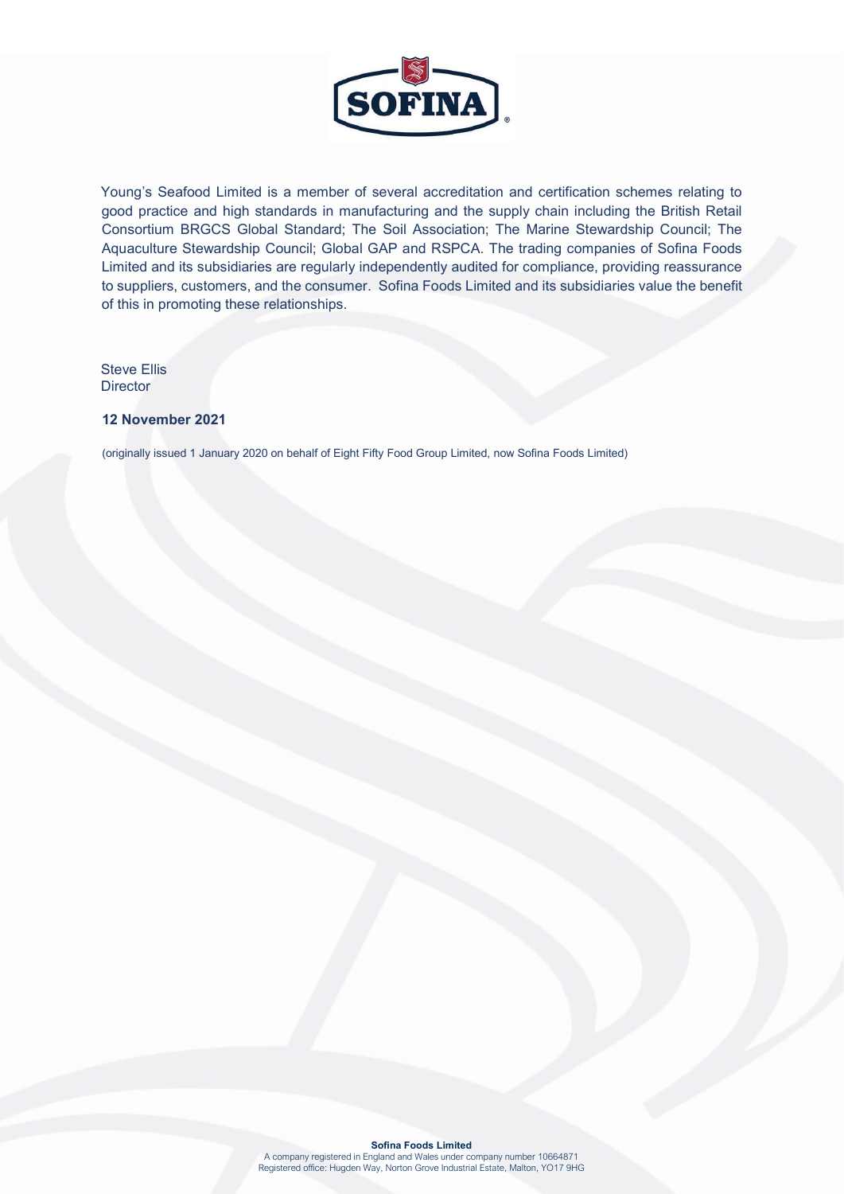Young's Seafood Limited is a member of several accreditation and certification schemes relating to good practice and high standards in manufacturing and the supply chain including the British Retail Consortium BRGCS Global Standard; The Soil Association; The Marine Stewardship Council; The Aquaculture Stewardship Council; Global GAP and RSPCA. The trading companies of Sofina Foods Limited and its subsidiaries are regularly independently audited for compliance, providing reassurance to suppliers, customers, and the consumer. Sofina Foods Limited and its subsidiaries value the benefit of this in promoting these relationships.

Steve Ellis
Director

**12 November 2021**

(originally issued 1 January 2020 on behalf of Eight Fifty Food Group Limited, now Sofina Foods Limited)

**Sofina Foods Limited**
A company registered in England and Wales under company number 10664871
Registered office: Hugden Way, Norton Grove Industrial Estate, Malton, YO17 9HG